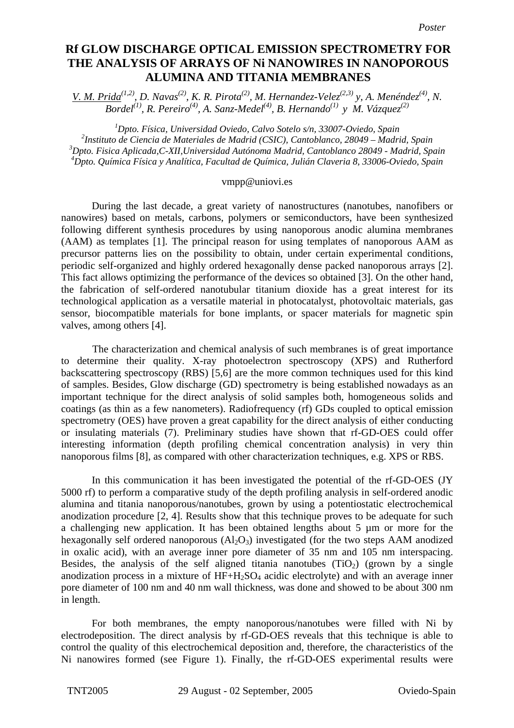*Poster*

# Rf GLOW DISCHARGE OPTICAL EMISSION SPECTROMETRY FOR THE ANALYSIS OF ARRAYS OF Ni NANOWIRES IN NANOPOROUS ALUMINA AND TITANIA MEMBRANES

*V. M. Prida[(1,2)], D. Navas[(2)], K. R. Pirota[(2)], M. Hernandez-Velez[(2,3)] y, A. Menéndez[(4)], N. Bordel[(1)], R. Pereiro[(4)], A. Sanz-Medel[(4)], B. Hernando[(1)] y M. Vázquez[(2)]*

[1]*Dpto. Física, Universidad Oviedo, Calvo Sotelo s/n, 33007-Oviedo, Spain*
[2]*Instituto de Ciencia de Materiales de Madrid (CSIC), Cantoblanco, 28049 – Madrid, Spain*
[3]*Dpto. Fisica Aplicada,C-XII,Universidad Autónoma Madrid, Cantoblanco 28049 - Madrid, Spain*
[4]*Dpto. Química Física y Analítica, Facultad de Química, Julián Claveria 8, 33006-Oviedo, Spain*

vmpp@uniovi.es

During the last decade, a great variety of nanostructures (nanotubes, nanofibers or nanowires) based on metals, carbons, polymers or semiconductors, have been synthesized following different synthesis procedures by using nanoporous anodic alumina membranes (AAM) as templates [1]. The principal reason for using templates of nanoporous AAM as precursor patterns lies on the possibility to obtain, under certain experimental conditions, periodic self-organized and highly ordered hexagonally dense packed nanoporous arrays [2]. This fact allows optimizing the performance of the devices so obtained [3]. On the other hand, the fabrication of self-ordered nanotubular titanium dioxide has a great interest for its technological application as a versatile material in photocatalyst, photovoltaic materials, gas sensor, biocompatible materials for bone implants, or spacer materials for magnetic spin valves, among others [4].

The characterization and chemical analysis of such membranes is of great importance to determine their quality. X-ray photoelectron spectroscopy (XPS) and Rutherford backscattering spectroscopy (RBS) [5,6] are the more common techniques used for this kind of samples. Besides, Glow discharge (GD) spectrometry is being established nowadays as an important technique for the direct analysis of solid samples both, homogeneous solids and coatings (as thin as a few nanometers). Radiofrequency (rf) GDs coupled to optical emission spectrometry (OES) have proven a great capability for the direct analysis of either conducting or insulating materials (7). Preliminary studies have shown that rf-GD-OES could offer interesting information (depth profiling chemical concentration analysis) in very thin nanoporous films [8], as compared with other characterization techniques, e.g. XPS or RBS.

In this communication it has been investigated the potential of the rf-GD-OES (JY 5000 rf) to perform a comparative study of the depth profiling analysis in self-ordered anodic alumina and titania nanoporous/nanotubes, grown by using a potentiostatic electrochemical anodization procedure [2, 4]. Results show that this technique proves to be adequate for such a challenging new application. It has been obtained lengths about 5 µm or more for the hexagonally self ordered nanoporous ($Al_2O_3$) investigated (for the two steps AAM anodized in oxalic acid), with an average inner pore diameter of 35 nm and 105 nm interspacing. Besides, the analysis of the self aligned titania nanotubes ($TiO_2$) (grown by a single anodization process in a mixture of $HF+H_2SO_4$ acidic electrolyte) and with an average inner pore diameter of 100 nm and 40 nm wall thickness, was done and showed to be about 300 nm in length.

For both membranes, the empty nanoporous/nanotubes were filled with Ni by electrodeposition. The direct analysis by rf-GD-OES reveals that this technique is able to control the quality of this electrochemical deposition and, therefore, the characteristics of the Ni nanowires formed (see Figure 1). Finally, the rf-GD-OES experimental results were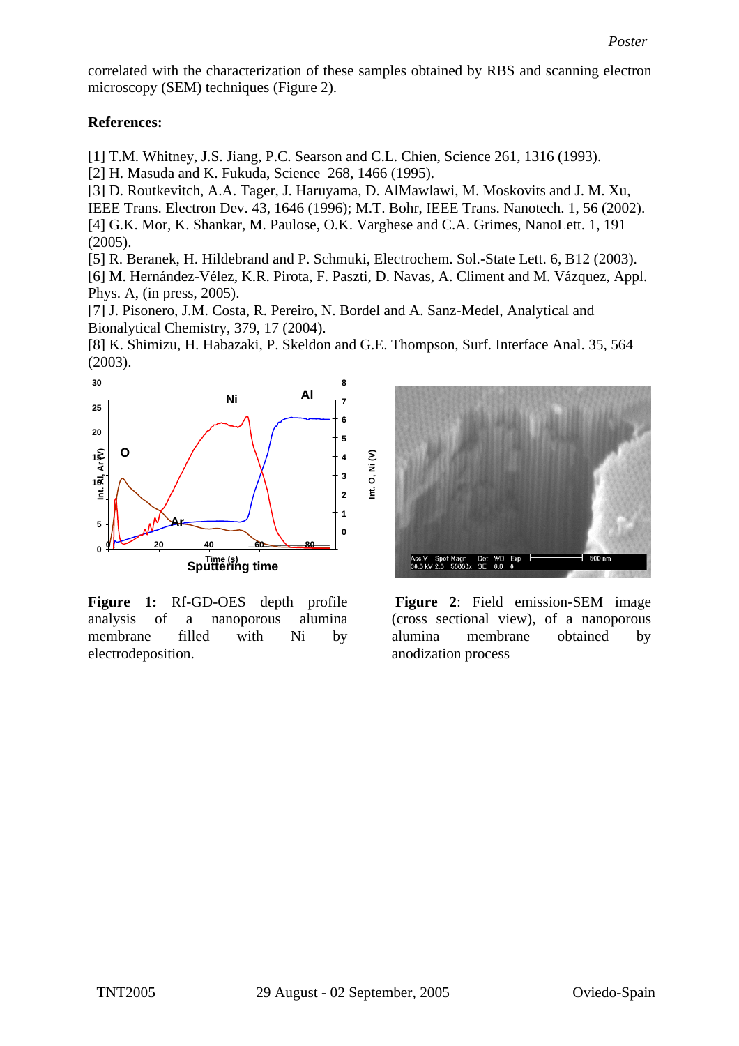correlated with the characterization of these samples obtained by RBS and scanning electron microscopy (SEM) techniques (Figure 2).

**References:**

[1] T.M. Whitney, J.S. Jiang, P.C. Searson and C.L. Chien, Science 261, 1316 (1993).
[2] H. Masuda and K. Fukuda, Science 268, 1466 (1995).
[3] D. Routkevitch, A.A. Tager, J. Haruyama, D. AlMawlawi, M. Moskovits and J. M. Xu, IEEE Trans. Electron Dev. 43, 1646 (1996); M.T. Bohr, IEEE Trans. Nanotech. 1, 56 (2002).
[4] G.K. Mor, K. Shankar, M. Paulose, O.K. Varghese and C.A. Grimes, NanoLett. 1, 191 (2005).
[5] R. Beranek, H. Hildebrand and P. Schmuki, Electrochem. Sol.-State Lett. 6, B12 (2003).
[6] M. Hernández-Vélez, K.R. Pirota, F. Paszti, D. Navas, A. Climent and M. Vázquez, Appl. Phys. A, (in press, 2005).
[7] J. Pisonero, J.M. Costa, R. Pereiro, N. Bordel and A. Sanz-Medel, Analytical and Bionalytical Chemistry, 379, 17 (2004).
[8] K. Shimizu, H. Habazaki, P. Skeldon and G.E. Thompson, Surf. Interface Anal. 35, 564 (2003).

30
25
20
15
10
5
0
Int. Al, Ar (V)
8
7
6
5
4
3
2
1
0
Int. O, Ni (V)
Ni
Al
O
Ar
0
20
40
60
80
Time (s)
Sputtering time

**Figure 1:** Rf-GD-OES depth profile analysis of a nanoporous alumina membrane filled with Ni by electrodeposition.

Acc.V Spot Magn Det WD Exp
30.0 kV 2.0 50000x SE 6.6 0
500 nm

**Figure 2**: Field emission-SEM image (cross sectional view), of a nanoporous alumina membrane obtained by anodization process